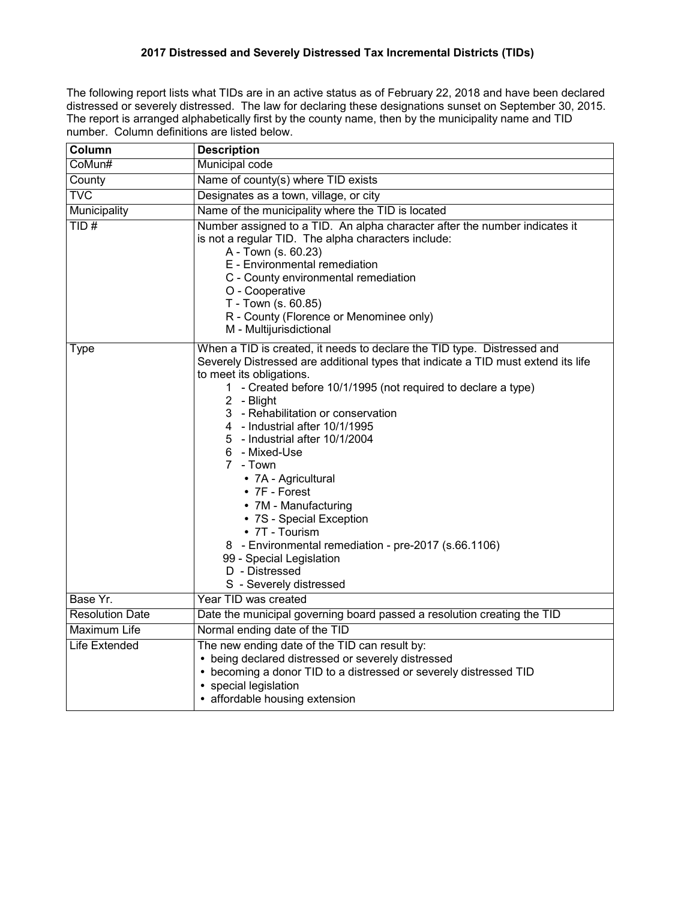# 2017 Distressed and Severely Distressed Tax Incremental Districts (TIDs)

The following report lists what TIDs are in an active status as of February 22, 2018 and have been declared distressed or severely distressed. The law for declaring these designations sunset on September 30, 2015. The report is arranged alphabetically first by the county name, then by the municipality name and TID number. Column definitions are listed below.

| Column | Description |
| --- | --- |
| CoMun# | Municipal code |
| County | Name of county(s) where TID exists |
| TVC | Designates as a town, village, or city |
| Municipality | Name of the municipality where the TID is located |
| TID # | Number assigned to a TID. An alpha character after the number indicates it is not a regular TID. The alpha characters include:<br>A - Town (s. 60.23)<br>E - Environmental remediation<br>C - County environmental remediation<br>O - Cooperative<br>T - Town (s. 60.85)<br>R - County (Florence or Menominee only)<br>M - Multijurisdictional |
| Type | When a TID is created, it needs to declare the TID type. Distressed and Severely Distressed are additional types that indicate a TID must extend its life to meet its obligations.<br>1 - Created before 10/1/1995 (not required to declare a type)<br>2 - Blight<br>3 - Rehabilitation or conservation<br>4 - Industrial after 10/1/1995<br>5 - Industrial after 10/1/2004<br>6 - Mixed-Use<br>7 - Town<br>• 7A - Agricultural<br>• 7F - Forest<br>• 7M - Manufacturing<br>• 7S - Special Exception<br>• 7T - Tourism<br>8 - Environmental remediation - pre-2017 (s.66.1106)<br>99 - Special Legislation<br>D - Distressed<br>S - Severely distressed |
| Base Yr. | Year TID was created |
| Resolution Date | Date the municipal governing board passed a resolution creating the TID |
| Maximum Life | Normal ending date of the TID |
| Life Extended | The new ending date of the TID can result by:<br>• being declared distressed or severely distressed<br>• becoming a donor TID to a distressed or severely distressed TID<br>• special legislation<br>• affordable housing extension |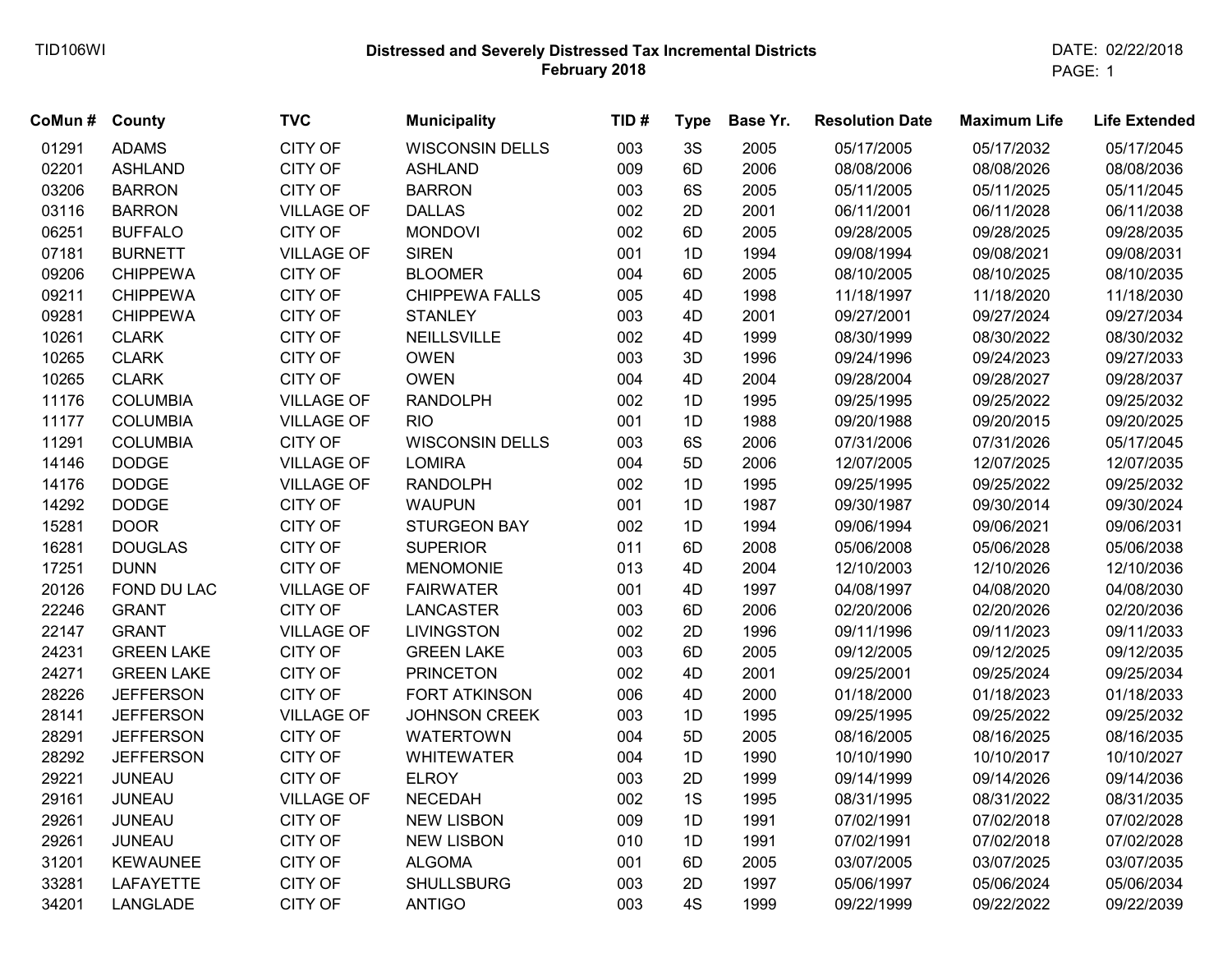TID106WI

**Distressed and Severely Distressed Tax Incremental Districts**
**February 2018**

DATE: 02/22/2018

| CoMun # | County | TVC | Municipality | TID # | Type | Base Yr. | Resolution Date | Maximum Life | Life Extended |
|---|---|---|---|---|---|---|---|---|---|
| 01291 | ADAMS | CITY OF | WISCONSIN DELLS | 003 | 3S | 2005 | 05/17/2005 | 05/17/2032 | 05/17/2045 |
| 02201 | ASHLAND | CITY OF | ASHLAND | 009 | 6D | 2006 | 08/08/2006 | 08/08/2026 | 08/08/2036 |
| 03206 | BARRON | CITY OF | BARRON | 003 | 6S | 2005 | 05/11/2005 | 05/11/2025 | 05/11/2045 |
| 03116 | BARRON | VILLAGE OF | DALLAS | 002 | 2D | 2001 | 06/11/2001 | 06/11/2028 | 06/11/2038 |
| 06251 | BUFFALO | CITY OF | MONDOVI | 002 | 6D | 2005 | 09/28/2005 | 09/28/2025 | 09/28/2035 |
| 07181 | BURNETT | VILLAGE OF | SIREN | 001 | 1D | 1994 | 09/08/1994 | 09/08/2021 | 09/08/2031 |
| 09206 | CHIPPEWA | CITY OF | BLOOMER | 004 | 6D | 2005 | 08/10/2005 | 08/10/2025 | 08/10/2035 |
| 09211 | CHIPPEWA | CITY OF | CHIPPEWA FALLS | 005 | 4D | 1998 | 11/18/1997 | 11/18/2020 | 11/18/2030 |
| 09281 | CHIPPEWA | CITY OF | STANLEY | 003 | 4D | 2001 | 09/27/2001 | 09/27/2024 | 09/27/2034 |
| 10261 | CLARK | CITY OF | NEILLSVILLE | 002 | 4D | 1999 | 08/30/1999 | 08/30/2022 | 08/30/2032 |
| 10265 | CLARK | CITY OF | OWEN | 003 | 3D | 1996 | 09/24/1996 | 09/24/2023 | 09/27/2033 |
| 10265 | CLARK | CITY OF | OWEN | 004 | 4D | 2004 | 09/28/2004 | 09/28/2027 | 09/28/2037 |
| 11176 | COLUMBIA | VILLAGE OF | RANDOLPH | 002 | 1D | 1995 | 09/25/1995 | 09/25/2022 | 09/25/2032 |
| 11177 | COLUMBIA | VILLAGE OF | RIO | 001 | 1D | 1988 | 09/20/1988 | 09/20/2015 | 09/20/2025 |
| 11291 | COLUMBIA | CITY OF | WISCONSIN DELLS | 003 | 6S | 2006 | 07/31/2006 | 07/31/2026 | 05/17/2045 |
| 14146 | DODGE | VILLAGE OF | LOMIRA | 004 | 5D | 2006 | 12/07/2005 | 12/07/2025 | 12/07/2035 |
| 14176 | DODGE | VILLAGE OF | RANDOLPH | 002 | 1D | 1995 | 09/25/1995 | 09/25/2022 | 09/25/2032 |
| 14292 | DODGE | CITY OF | WAUPUN | 001 | 1D | 1987 | 09/30/1987 | 09/30/2014 | 09/30/2024 |
| 15281 | DOOR | CITY OF | STURGEON BAY | 002 | 1D | 1994 | 09/06/1994 | 09/06/2021 | 09/06/2031 |
| 16281 | DOUGLAS | CITY OF | SUPERIOR | 011 | 6D | 2008 | 05/06/2008 | 05/06/2028 | 05/06/2038 |
| 17251 | DUNN | CITY OF | MENOMONIE | 013 | 4D | 2004 | 12/10/2003 | 12/10/2026 | 12/10/2036 |
| 20126 | FOND DU LAC | VILLAGE OF | FAIRWATER | 001 | 4D | 1997 | 04/08/1997 | 04/08/2020 | 04/08/2030 |
| 22246 | GRANT | CITY OF | LANCASTER | 003 | 6D | 2006 | 02/20/2006 | 02/20/2026 | 02/20/2036 |
| 22147 | GRANT | VILLAGE OF | LIVINGSTON | 002 | 2D | 1996 | 09/11/1996 | 09/11/2023 | 09/11/2033 |
| 24231 | GREEN LAKE | CITY OF | GREEN LAKE | 003 | 6D | 2005 | 09/12/2005 | 09/12/2025 | 09/12/2035 |
| 24271 | GREEN LAKE | CITY OF | PRINCETON | 002 | 4D | 2001 | 09/25/2001 | 09/25/2024 | 09/25/2034 |
| 28226 | JEFFERSON | CITY OF | FORT ATKINSON | 006 | 4D | 2000 | 01/18/2000 | 01/18/2023 | 01/18/2033 |
| 28141 | JEFFERSON | VILLAGE OF | JOHNSON CREEK | 003 | 1D | 1995 | 09/25/1995 | 09/25/2022 | 09/25/2032 |
| 28291 | JEFFERSON | CITY OF | WATERTOWN | 004 | 5D | 2005 | 08/16/2005 | 08/16/2025 | 08/16/2035 |
| 28292 | JEFFERSON | CITY OF | WHITEWATER | 004 | 1D | 1990 | 10/10/1990 | 10/10/2017 | 10/10/2027 |
| 29221 | JUNEAU | CITY OF | ELROY | 003 | 2D | 1999 | 09/14/1999 | 09/14/2026 | 09/14/2036 |
| 29161 | JUNEAU | VILLAGE OF | NECEDAH | 002 | 1S | 1995 | 08/31/1995 | 08/31/2022 | 08/31/2035 |
| 29261 | JUNEAU | CITY OF | NEW LISBON | 009 | 1D | 1991 | 07/02/1991 | 07/02/2018 | 07/02/2028 |
| 29261 | JUNEAU | CITY OF | NEW LISBON | 010 | 1D | 1991 | 07/02/1991 | 07/02/2018 | 07/02/2028 |
| 31201 | KEWAUNEE | CITY OF | ALGOMA | 001 | 6D | 2005 | 03/07/2005 | 03/07/2025 | 03/07/2035 |
| 33281 | LAFAYETTE | CITY OF | SHULLSBURG | 003 | 2D | 1997 | 05/06/1997 | 05/06/2024 | 05/06/2034 |
| 34201 | LANGLADE | CITY OF | ANTIGO | 003 | 4S | 1999 | 09/22/1999 | 09/22/2022 | 09/22/2039 |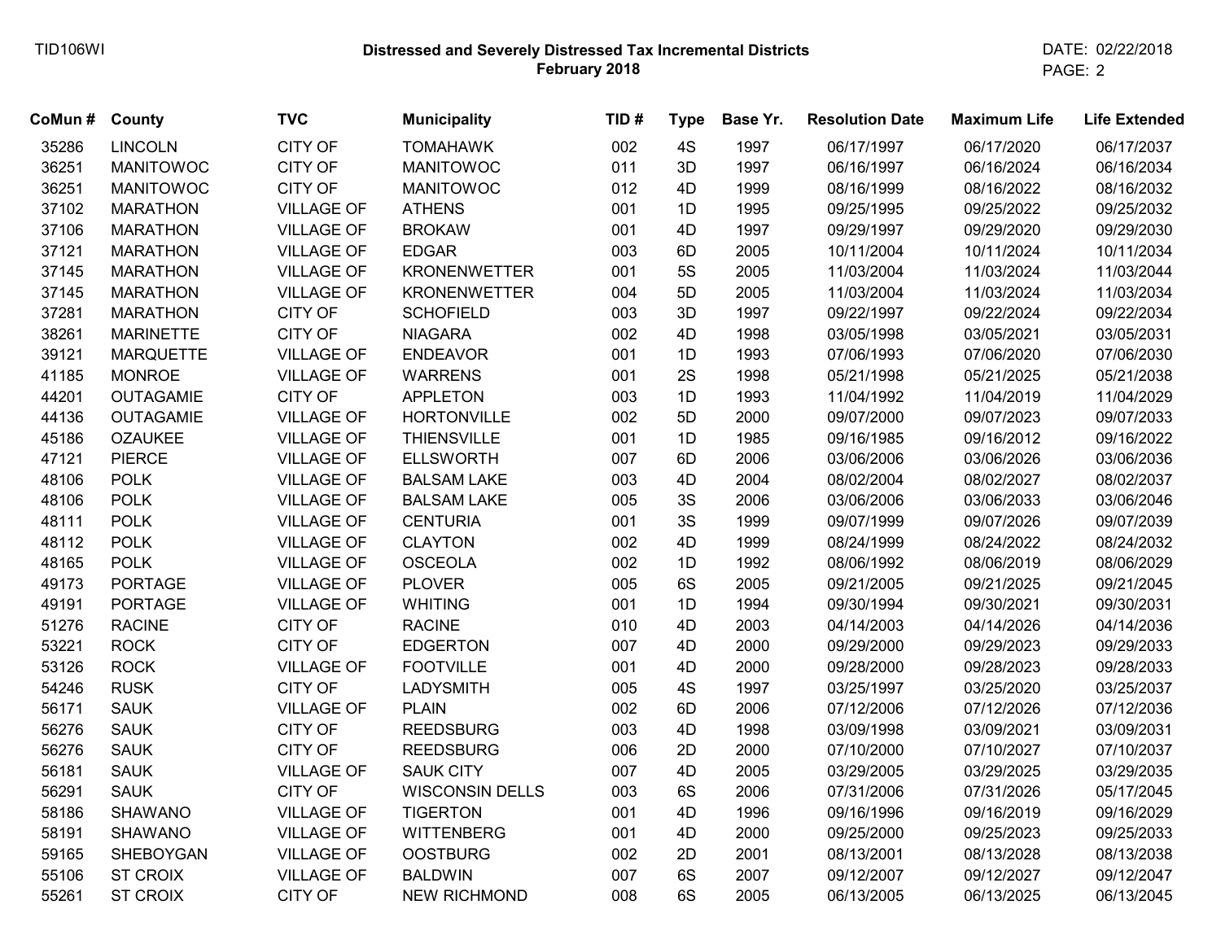| CoMun # | County | TVC | Municipality | TID # | Type | Base Yr. | Resolution Date | Maximum Life | Life Extended |
|---|---|---|---|---|---|---|---|---|---|
| 35286 | LINCOLN | CITY OF | TOMAHAWK | 002 | 4S | 1997 | 06/17/1997 | 06/17/2020 | 06/17/2037 |
| 36251 | MANITOWOC | CITY OF | MANITOWOC | 011 | 3D | 1997 | 06/16/1997 | 06/16/2024 | 06/16/2034 |
| 36251 | MANITOWOC | CITY OF | MANITOWOC | 012 | 4D | 1999 | 08/16/1999 | 08/16/2022 | 08/16/2032 |
| 37102 | MARATHON | VILLAGE OF | ATHENS | 001 | 1D | 1995 | 09/25/1995 | 09/25/2022 | 09/25/2032 |
| 37106 | MARATHON | VILLAGE OF | BROKAW | 001 | 4D | 1997 | 09/29/1997 | 09/29/2020 | 09/29/2030 |
| 37121 | MARATHON | VILLAGE OF | EDGAR | 003 | 6D | 2005 | 10/11/2004 | 10/11/2024 | 10/11/2034 |
| 37145 | MARATHON | VILLAGE OF | KRONENWETTER | 001 | 5S | 2005 | 11/03/2004 | 11/03/2024 | 11/03/2044 |
| 37145 | MARATHON | VILLAGE OF | KRONENWETTER | 004 | 5D | 2005 | 11/03/2004 | 11/03/2024 | 11/03/2034 |
| 37281 | MARATHON | CITY OF | SCHOFIELD | 003 | 3D | 1997 | 09/22/1997 | 09/22/2024 | 09/22/2034 |
| 38261 | MARINETTE | CITY OF | NIAGARA | 002 | 4D | 1998 | 03/05/1998 | 03/05/2021 | 03/05/2031 |
| 39121 | MARQUETTE | VILLAGE OF | ENDEAVOR | 001 | 1D | 1993 | 07/06/1993 | 07/06/2020 | 07/06/2030 |
| 41185 | MONROE | VILLAGE OF | WARRENS | 001 | 2S | 1998 | 05/21/1998 | 05/21/2025 | 05/21/2038 |
| 44201 | OUTAGAMIE | CITY OF | APPLETON | 003 | 1D | 1993 | 11/04/1992 | 11/04/2019 | 11/04/2029 |
| 44136 | OUTAGAMIE | VILLAGE OF | HORTONVILLE | 002 | 5D | 2000 | 09/07/2000 | 09/07/2023 | 09/07/2033 |
| 45186 | OZAUKEE | VILLAGE OF | THIENSVILLE | 001 | 1D | 1985 | 09/16/1985 | 09/16/2012 | 09/16/2022 |
| 47121 | PIERCE | VILLAGE OF | ELLSWORTH | 007 | 6D | 2006 | 03/06/2006 | 03/06/2026 | 03/06/2036 |
| 48106 | POLK | VILLAGE OF | BALSAM LAKE | 003 | 4D | 2004 | 08/02/2004 | 08/02/2027 | 08/02/2037 |
| 48106 | POLK | VILLAGE OF | BALSAM LAKE | 005 | 3S | 2006 | 03/06/2006 | 03/06/2033 | 03/06/2046 |
| 48111 | POLK | VILLAGE OF | CENTURIA | 001 | 3S | 1999 | 09/07/1999 | 09/07/2026 | 09/07/2039 |
| 48112 | POLK | VILLAGE OF | CLAYTON | 002 | 4D | 1999 | 08/24/1999 | 08/24/2022 | 08/24/2032 |
| 48165 | POLK | VILLAGE OF | OSCEOLA | 002 | 1D | 1992 | 08/06/1992 | 08/06/2019 | 08/06/2029 |
| 49173 | PORTAGE | VILLAGE OF | PLOVER | 005 | 6S | 2005 | 09/21/2005 | 09/21/2025 | 09/21/2045 |
| 49191 | PORTAGE | VILLAGE OF | WHITING | 001 | 1D | 1994 | 09/30/1994 | 09/30/2021 | 09/30/2031 |
| 51276 | RACINE | CITY OF | RACINE | 010 | 4D | 2003 | 04/14/2003 | 04/14/2026 | 04/14/2036 |
| 53221 | ROCK | CITY OF | EDGERTON | 007 | 4D | 2000 | 09/29/2000 | 09/29/2023 | 09/29/2033 |
| 53126 | ROCK | VILLAGE OF | FOOTVILLE | 001 | 4D | 2000 | 09/28/2000 | 09/28/2023 | 09/28/2033 |
| 54246 | RUSK | CITY OF | LADYSMITH | 005 | 4S | 1997 | 03/25/1997 | 03/25/2020 | 03/25/2037 |
| 56171 | SAUK | VILLAGE OF | PLAIN | 002 | 6D | 2006 | 07/12/2006 | 07/12/2026 | 07/12/2036 |
| 56276 | SAUK | CITY OF | REEDSBURG | 003 | 4D | 1998 | 03/09/1998 | 03/09/2021 | 03/09/2031 |
| 56276 | SAUK | CITY OF | REEDSBURG | 006 | 2D | 2000 | 07/10/2000 | 07/10/2027 | 07/10/2037 |
| 56181 | SAUK | VILLAGE OF | SAUK CITY | 007 | 4D | 2005 | 03/29/2005 | 03/29/2025 | 03/29/2035 |
| 56291 | SAUK | CITY OF | WISCONSIN DELLS | 003 | 6S | 2006 | 07/31/2006 | 07/31/2026 | 05/17/2045 |
| 58186 | SHAWANO | VILLAGE OF | TIGERTON | 001 | 4D | 1996 | 09/16/1996 | 09/16/2019 | 09/16/2029 |
| 58191 | SHAWANO | VILLAGE OF | WITTENBERG | 001 | 4D | 2000 | 09/25/2000 | 09/25/2023 | 09/25/2033 |
| 59165 | SHEBOYGAN | VILLAGE OF | OOSTBURG | 002 | 2D | 2001 | 08/13/2001 | 08/13/2028 | 08/13/2038 |
| 55106 | ST CROIX | VILLAGE OF | BALDWIN | 007 | 6S | 2007 | 09/12/2007 | 09/12/2027 | 09/12/2047 |
| 55261 | ST CROIX | CITY OF | NEW RICHMOND | 008 | 6S | 2005 | 06/13/2005 | 06/13/2025 | 06/13/2045 |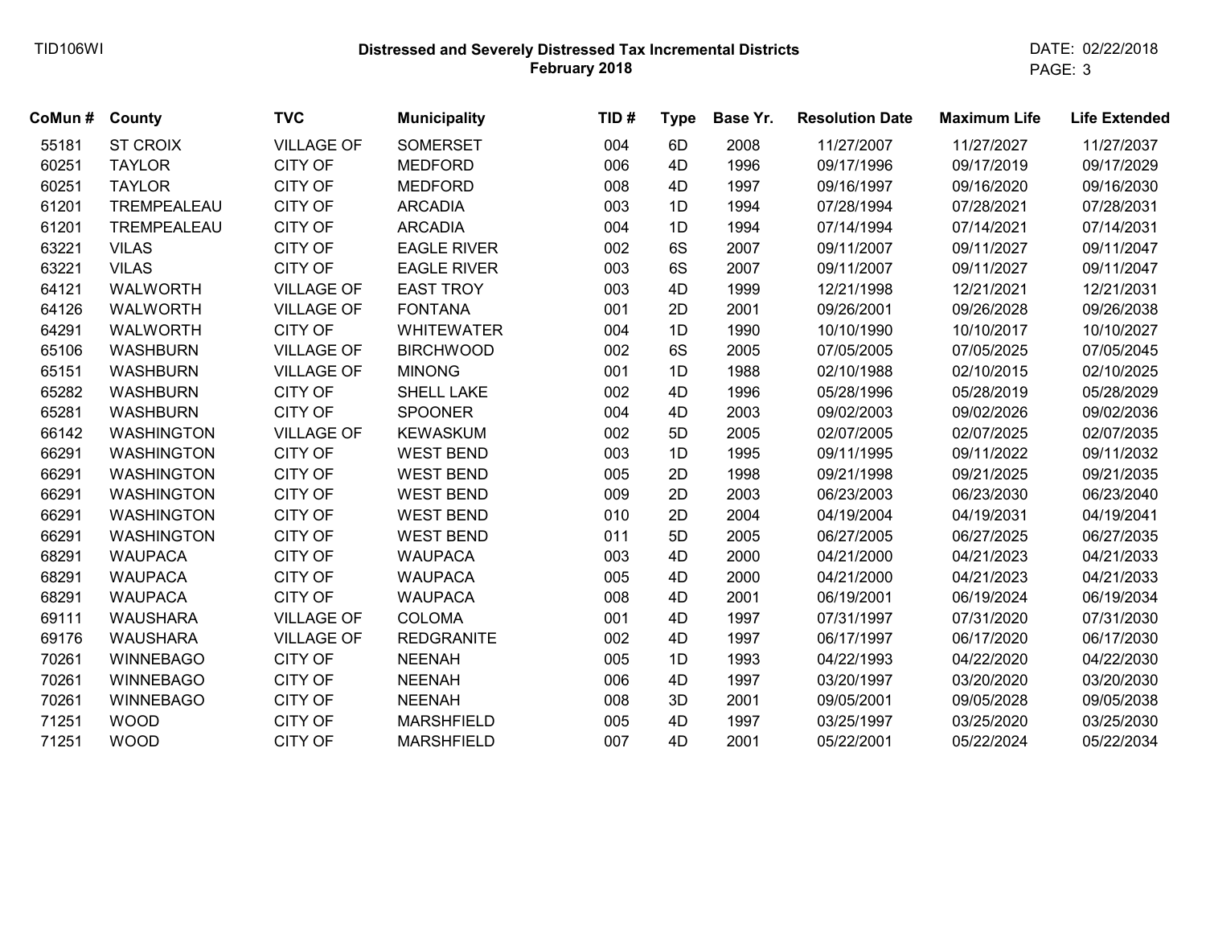# Distressed and Severely Distressed Tax Incremental Districts
## February 2018

| CoMun # | County | TVC | Municipality | TID # | Type | Base Yr. | Resolution Date | Maximum Life | Life Extended |
|---|---|---|---|---|---|---|---|---|---|
| 55181 | ST CROIX | VILLAGE OF | SOMERSET | 004 | 6D | 2008 | 11/27/2007 | 11/27/2027 | 11/27/2037 |
| 60251 | TAYLOR | CITY OF | MEDFORD | 006 | 4D | 1996 | 09/17/1996 | 09/17/2019 | 09/17/2029 |
| 60251 | TAYLOR | CITY OF | MEDFORD | 008 | 4D | 1997 | 09/16/1997 | 09/16/2020 | 09/16/2030 |
| 61201 | TREMPEALEAU | CITY OF | ARCADIA | 003 | 1D | 1994 | 07/28/1994 | 07/28/2021 | 07/28/2031 |
| 61201 | TREMPEALEAU | CITY OF | ARCADIA | 004 | 1D | 1994 | 07/14/1994 | 07/14/2021 | 07/14/2031 |
| 63221 | VILAS | CITY OF | EAGLE RIVER | 002 | 6S | 2007 | 09/11/2007 | 09/11/2027 | 09/11/2047 |
| 63221 | VILAS | CITY OF | EAGLE RIVER | 003 | 6S | 2007 | 09/11/2007 | 09/11/2027 | 09/11/2047 |
| 64121 | WALWORTH | VILLAGE OF | EAST TROY | 003 | 4D | 1999 | 12/21/1998 | 12/21/2021 | 12/21/2031 |
| 64126 | WALWORTH | VILLAGE OF | FONTANA | 001 | 2D | 2001 | 09/26/2001 | 09/26/2028 | 09/26/2038 |
| 64291 | WALWORTH | CITY OF | WHITEWATER | 004 | 1D | 1990 | 10/10/1990 | 10/10/2017 | 10/10/2027 |
| 65106 | WASHBURN | VILLAGE OF | BIRCHWOOD | 002 | 6S | 2005 | 07/05/2005 | 07/05/2025 | 07/05/2045 |
| 65151 | WASHBURN | VILLAGE OF | MINONG | 001 | 1D | 1988 | 02/10/1988 | 02/10/2015 | 02/10/2025 |
| 65282 | WASHBURN | CITY OF | SHELL LAKE | 002 | 4D | 1996 | 05/28/1996 | 05/28/2019 | 05/28/2029 |
| 65281 | WASHBURN | CITY OF | SPOONER | 004 | 4D | 2003 | 09/02/2003 | 09/02/2026 | 09/02/2036 |
| 66142 | WASHINGTON | VILLAGE OF | KEWASKUM | 002 | 5D | 2005 | 02/07/2005 | 02/07/2025 | 02/07/2035 |
| 66291 | WASHINGTON | CITY OF | WEST BEND | 003 | 1D | 1995 | 09/11/1995 | 09/11/2022 | 09/11/2032 |
| 66291 | WASHINGTON | CITY OF | WEST BEND | 005 | 2D | 1998 | 09/21/1998 | 09/21/2025 | 09/21/2035 |
| 66291 | WASHINGTON | CITY OF | WEST BEND | 009 | 2D | 2003 | 06/23/2003 | 06/23/2030 | 06/23/2040 |
| 66291 | WASHINGTON | CITY OF | WEST BEND | 010 | 2D | 2004 | 04/19/2004 | 04/19/2031 | 04/19/2041 |
| 66291 | WASHINGTON | CITY OF | WEST BEND | 011 | 5D | 2005 | 06/27/2005 | 06/27/2025 | 06/27/2035 |
| 68291 | WAUPACA | CITY OF | WAUPACA | 003 | 4D | 2000 | 04/21/2000 | 04/21/2023 | 04/21/2033 |
| 68291 | WAUPACA | CITY OF | WAUPACA | 005 | 4D | 2000 | 04/21/2000 | 04/21/2023 | 04/21/2033 |
| 68291 | WAUPACA | CITY OF | WAUPACA | 008 | 4D | 2001 | 06/19/2001 | 06/19/2024 | 06/19/2034 |
| 69111 | WAUSHARA | VILLAGE OF | COLOMA | 001 | 4D | 1997 | 07/31/1997 | 07/31/2020 | 07/31/2030 |
| 69176 | WAUSHARA | VILLAGE OF | REDGRANITE | 002 | 4D | 1997 | 06/17/1997 | 06/17/2020 | 06/17/2030 |
| 70261 | WINNEBAGO | CITY OF | NEENAH | 005 | 1D | 1993 | 04/22/1993 | 04/22/2020 | 04/22/2030 |
| 70261 | WINNEBAGO | CITY OF | NEENAH | 006 | 4D | 1997 | 03/20/1997 | 03/20/2020 | 03/20/2030 |
| 70261 | WINNEBAGO | CITY OF | NEENAH | 008 | 3D | 2001 | 09/05/2001 | 09/05/2028 | 09/05/2038 |
| 71251 | WOOD | CITY OF | MARSHFIELD | 005 | 4D | 1997 | 03/25/1997 | 03/25/2020 | 03/25/2030 |
| 71251 | WOOD | CITY OF | MARSHFIELD | 007 | 4D | 2001 | 05/22/2001 | 05/22/2024 | 05/22/2034 |